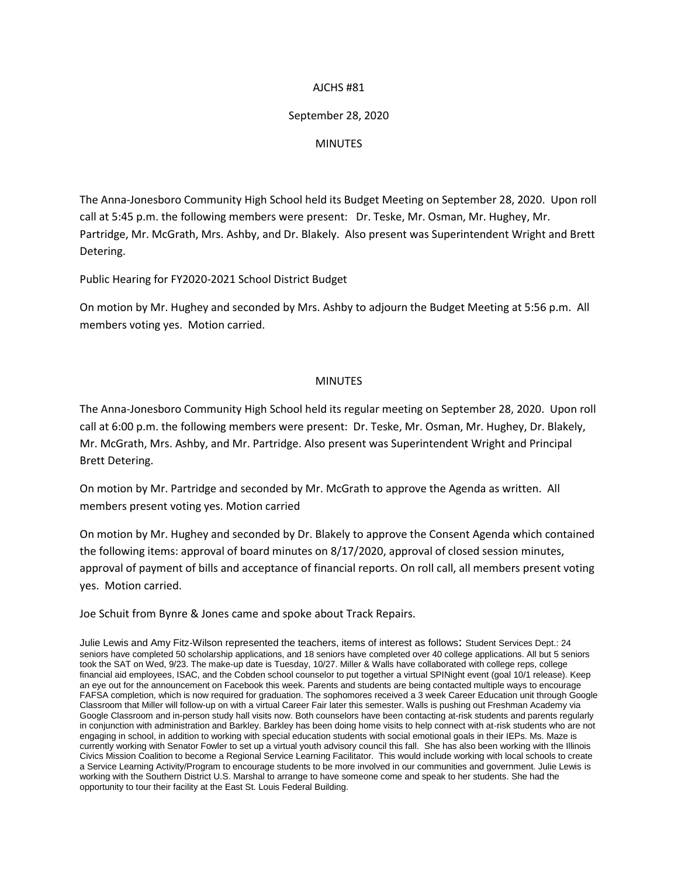AJCHS #81

September 28, 2020

MINUTES

The Anna-Jonesboro Community High School held its Budget Meeting on September 28, 2020. Upon roll call at 5:45 p.m. the following members were present: Dr. Teske, Mr. Osman, Mr. Hughey, Mr. Partridge, Mr. McGrath, Mrs. Ashby, and Dr. Blakely. Also present was Superintendent Wright and Brett Detering.

Public Hearing for FY2020-2021 School District Budget

On motion by Mr. Hughey and seconded by Mrs. Ashby to adjourn the Budget Meeting at 5:56 p.m. All members voting yes. Motion carried.

MINUTES

The Anna-Jonesboro Community High School held its regular meeting on September 28, 2020. Upon roll call at 6:00 p.m. the following members were present: Dr. Teske, Mr. Osman, Mr. Hughey, Dr. Blakely, Mr. McGrath, Mrs. Ashby, and Mr. Partridge. Also present was Superintendent Wright and Principal Brett Detering.

On motion by Mr. Partridge and seconded by Mr. McGrath to approve the Agenda as written. All members present voting yes. Motion carried

On motion by Mr. Hughey and seconded by Dr. Blakely to approve the Consent Agenda which contained the following items: approval of board minutes on 8/17/2020, approval of closed session minutes, approval of payment of bills and acceptance of financial reports. On roll call, all members present voting yes. Motion carried.

Joe Schuit from Bynre & Jones came and spoke about Track Repairs.

Julie Lewis and Amy Fitz-Wilson represented the teachers, items of interest as follows: Student Services Dept.: 24 seniors have completed 50 scholarship applications, and 18 seniors have completed over 40 college applications. All but 5 seniors took the SAT on Wed, 9/23. The make-up date is Tuesday, 10/27. Miller & Walls have collaborated with college reps, college financial aid employees, ISAC, and the Cobden school counselor to put together a virtual SPINight event (goal 10/1 release). Keep an eye out for the announcement on Facebook this week. Parents and students are being contacted multiple ways to encourage FAFSA completion, which is now required for graduation. The sophomores received a 3 week Career Education unit through Google Classroom that Miller will follow-up on with a virtual Career Fair later this semester. Walls is pushing out Freshman Academy via Google Classroom and in-person study hall visits now. Both counselors have been contacting at-risk students and parents regularly in conjunction with administration and Barkley. Barkley has been doing home visits to help connect with at-risk students who are not engaging in school, in addition to working with special education students with social emotional goals in their IEPs. Ms. Maze is currently working with Senator Fowler to set up a virtual youth advisory council this fall. She has also been working with the Illinois Civics Mission Coalition to become a Regional Service Learning Facilitator. This would include working with local schools to create a Service Learning Activity/Program to encourage students to be more involved in our communities and government. Julie Lewis is working with the Southern District U.S. Marshal to arrange to have someone come and speak to her students. She had the opportunity to tour their facility at the East St. Louis Federal Building.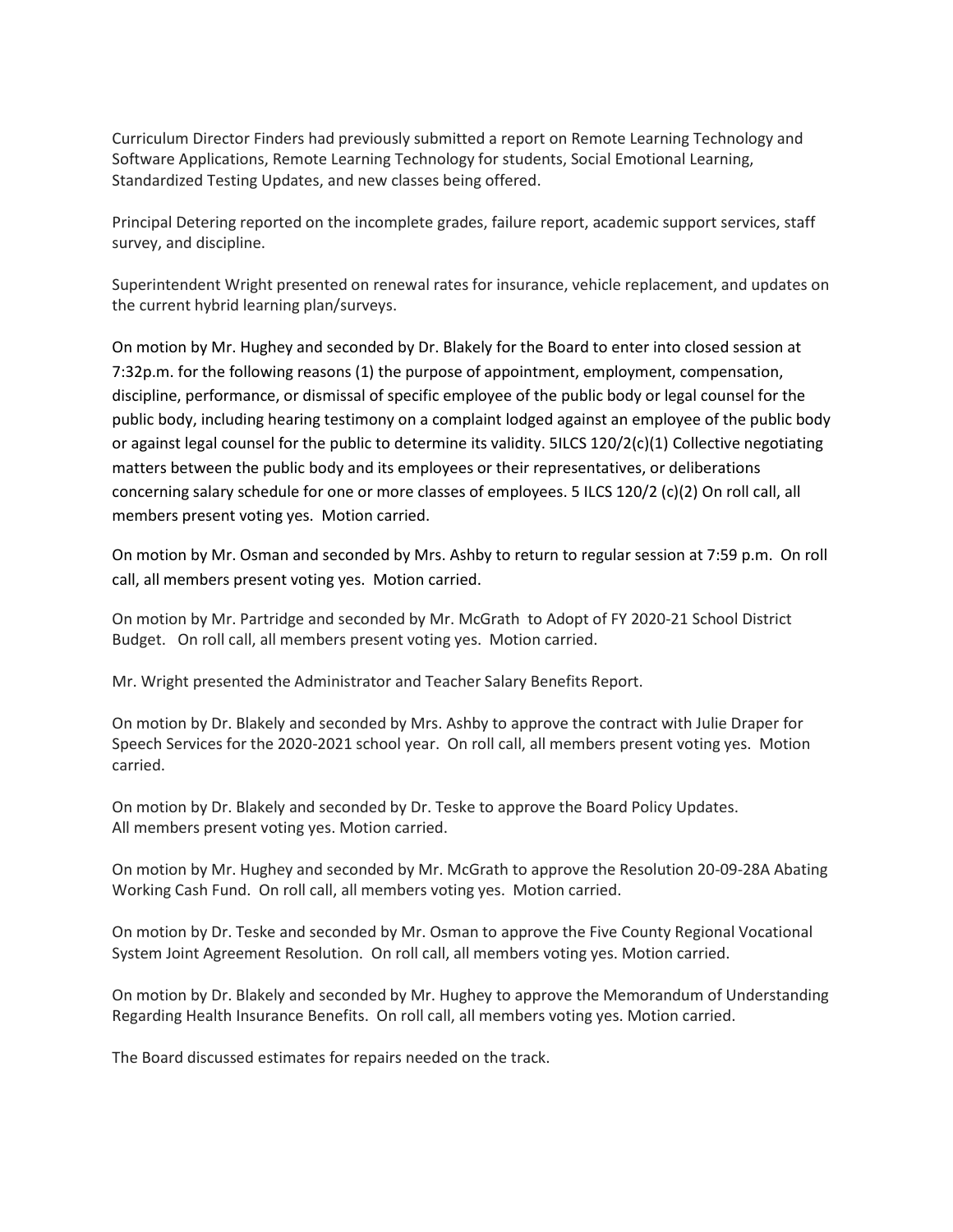Curriculum Director Finders had previously submitted a report on Remote Learning Technology and Software Applications, Remote Learning Technology for students, Social Emotional Learning, Standardized Testing Updates, and new classes being offered.

Principal Detering reported on the incomplete grades, failure report, academic support services, staff survey, and discipline.

Superintendent Wright presented on renewal rates for insurance, vehicle replacement, and updates on the current hybrid learning plan/surveys.

On motion by Mr. Hughey and seconded by Dr. Blakely for the Board to enter into closed session at 7:32p.m. for the following reasons (1) the purpose of appointment, employment, compensation, discipline, performance, or dismissal of specific employee of the public body or legal counsel for the public body, including hearing testimony on a complaint lodged against an employee of the public body or against legal counsel for the public to determine its validity. 5ILCS 120/2(c)(1) Collective negotiating matters between the public body and its employees or their representatives, or deliberations concerning salary schedule for one or more classes of employees. 5 ILCS 120/2 (c)(2) On roll call, all members present voting yes. Motion carried.

On motion by Mr. Osman and seconded by Mrs. Ashby to return to regular session at 7:59 p.m. On roll call, all members present voting yes. Motion carried.

On motion by Mr. Partridge and seconded by Mr. McGrath to Adopt of FY 2020-21 School District Budget. On roll call, all members present voting yes. Motion carried.

Mr. Wright presented the Administrator and Teacher Salary Benefits Report.

On motion by Dr. Blakely and seconded by Mrs. Ashby to approve the contract with Julie Draper for Speech Services for the 2020-2021 school year. On roll call, all members present voting yes. Motion carried.

On motion by Dr. Blakely and seconded by Dr. Teske to approve the Board Policy Updates. All members present voting yes. Motion carried.

On motion by Mr. Hughey and seconded by Mr. McGrath to approve the Resolution 20-09-28A Abating Working Cash Fund. On roll call, all members voting yes. Motion carried.

On motion by Dr. Teske and seconded by Mr. Osman to approve the Five County Regional Vocational System Joint Agreement Resolution. On roll call, all members voting yes. Motion carried.

On motion by Dr. Blakely and seconded by Mr. Hughey to approve the Memorandum of Understanding Regarding Health Insurance Benefits. On roll call, all members voting yes. Motion carried.

The Board discussed estimates for repairs needed on the track.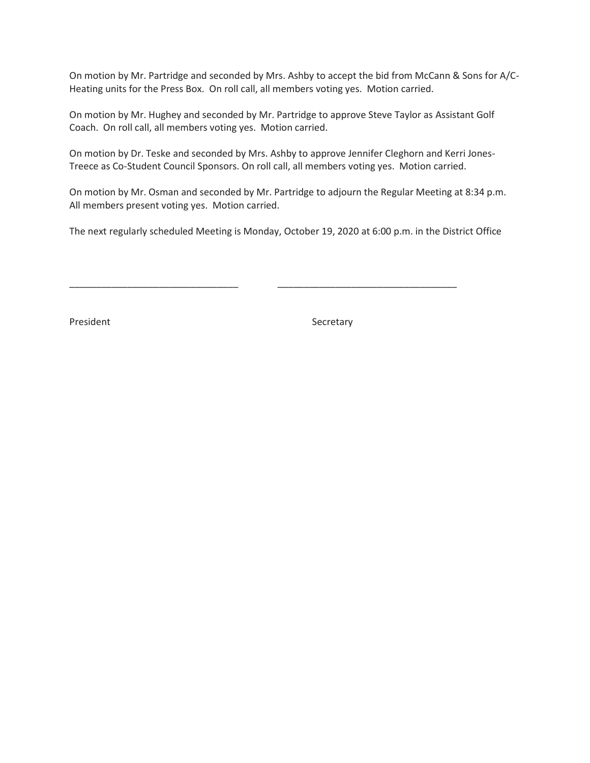On motion by Mr. Partridge and seconded by Mrs. Ashby to accept the bid from McCann & Sons for A/C-Heating units for the Press Box. On roll call, all members voting yes. Motion carried.

On motion by Mr. Hughey and seconded by Mr. Partridge to approve Steve Taylor as Assistant Golf Coach. On roll call, all members voting yes. Motion carried.

On motion by Dr. Teske and seconded by Mrs. Ashby to approve Jennifer Cleghorn and Kerri Jones-Treece as Co-Student Council Sponsors. On roll call, all members voting yes. Motion carried.

On motion by Mr. Osman and seconded by Mr. Partridge to adjourn the Regular Meeting at 8:34 p.m. All members present voting yes. Motion carried.

The next regularly scheduled Meeting is Monday, October 19, 2020 at 6:00 p.m. in the District Office

________________________________ ________________________________

President Secretary